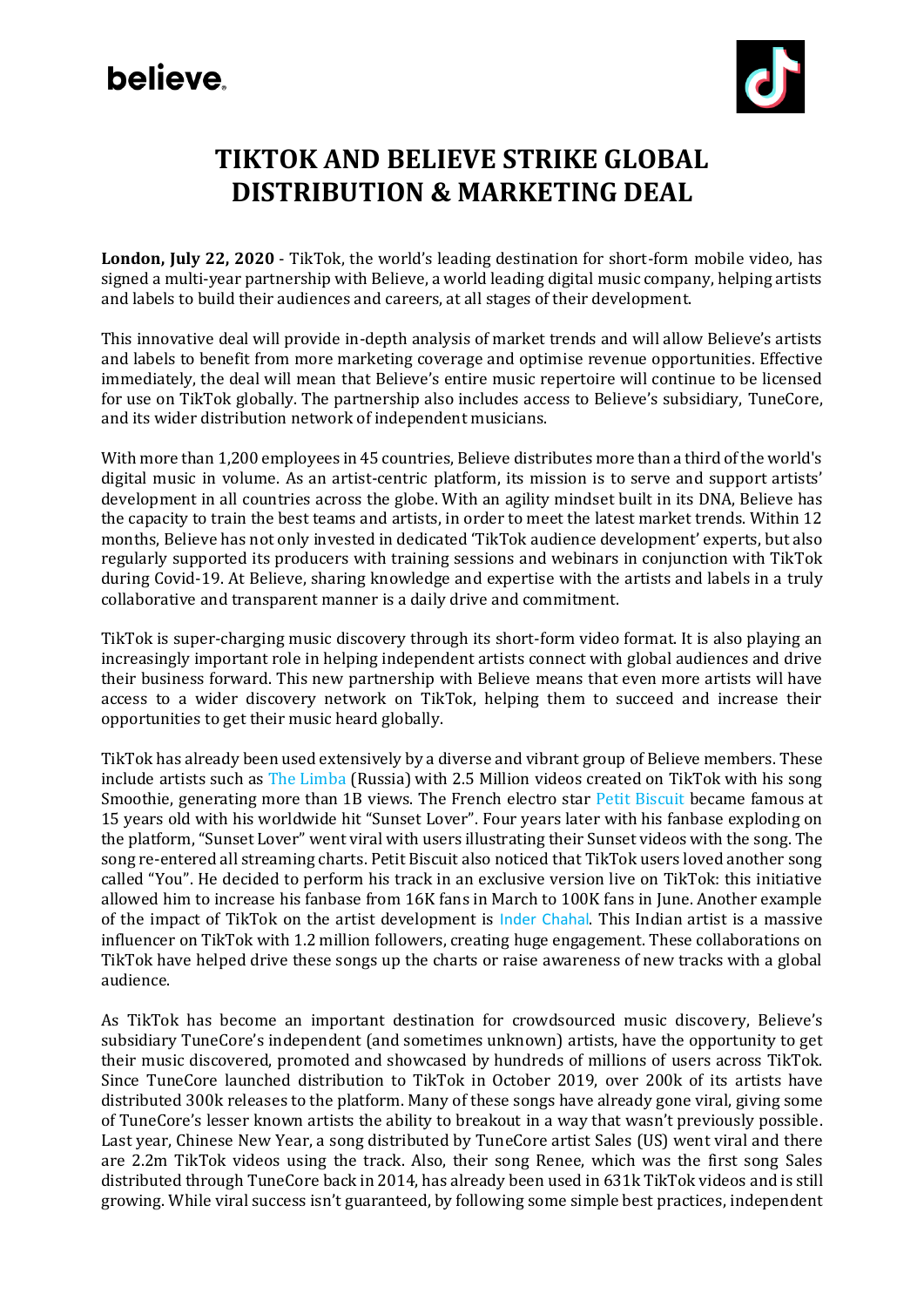# TIKTOK AND BELIEVE STRIKE GLOBAL DISTRIBUTION & MARKETING DEAL

**London, July 22, 2020** - TikTok, the world's leading destination for short-form mobile video, has signed a multi-year partnership with Believe, a world leading digital music company, helping artists and labels to build their audiences and careers, at all stages of their development.

This innovative deal will provide in-depth analysis of market trends and will allow Believe's artists and labels to benefit from more marketing coverage and optimise revenue opportunities. Effective immediately, the deal will mean that Believe's entire music repertoire will continue to be licensed for use on TikTok globally. The partnership also includes access to Believe's subsidiary, TuneCore, and its wider distribution network of independent musicians.

With more than 1,200 employees in 45 countries, Believe distributes more than a third of the world's digital music in volume. As an artist-centric platform, its mission is to serve and support artists' development in all countries across the globe. With an agility mindset built in its DNA, Believe has the capacity to train the best teams and artists, in order to meet the latest market trends. Within 12 months, Believe has not only invested in dedicated 'TikTok audience development' experts, but also regularly supported its producers with training sessions and webinars in conjunction with TikTok during Covid-19. At Believe, sharing knowledge and expertise with the artists and labels in a truly collaborative and transparent manner is a daily drive and commitment.

TikTok is super-charging music discovery through its short-form video format. It is also playing an increasingly important role in helping independent artists connect with global audiences and drive their business forward. This new partnership with Believe means that even more artists will have access to a wider discovery network on TikTok, helping them to succeed and increase their opportunities to get their music heard globally.

TikTok has already been used extensively by a diverse and vibrant group of Believe members. These include artists such as The Limba (Russia) with 2.5 Million videos created on TikTok with his song Smoothie, generating more than 1B views. The French electro star Petit Biscuit became famous at 15 years old with his worldwide hit "Sunset Lover". Four years later with his fanbase exploding on the platform, "Sunset Lover" went viral with users illustrating their Sunset videos with the song. The song re-entered all streaming charts. Petit Biscuit also noticed that TikTok users loved another song called "You". He decided to perform his track in an exclusive version live on TikTok: this initiative allowed him to increase his fanbase from 16K fans in March to 100K fans in June. Another example of the impact of TikTok on the artist development is Inder Chahal. This Indian artist is a massive influencer on TikTok with 1.2 million followers, creating huge engagement. These collaborations on TikTok have helped drive these songs up the charts or raise awareness of new tracks with a global audience.

As TikTok has become an important destination for crowdsourced music discovery, Believe's subsidiary TuneCore's independent (and sometimes unknown) artists, have the opportunity to get their music discovered, promoted and showcased by hundreds of millions of users across TikTok. Since TuneCore launched distribution to TikTok in October 2019, over 200k of its artists have distributed 300k releases to the platform. Many of these songs have already gone viral, giving some of TuneCore's lesser known artists the ability to breakout in a way that wasn't previously possible. Last year, Chinese New Year, a song distributed by TuneCore artist Sales (US) went viral and there are 2.2m TikTok videos using the track. Also, their song Renee, which was the first song Sales distributed through TuneCore back in 2014, has already been used in 631k TikTok videos and is still growing. While viral success isn't guaranteed, by following some simple best practices, independent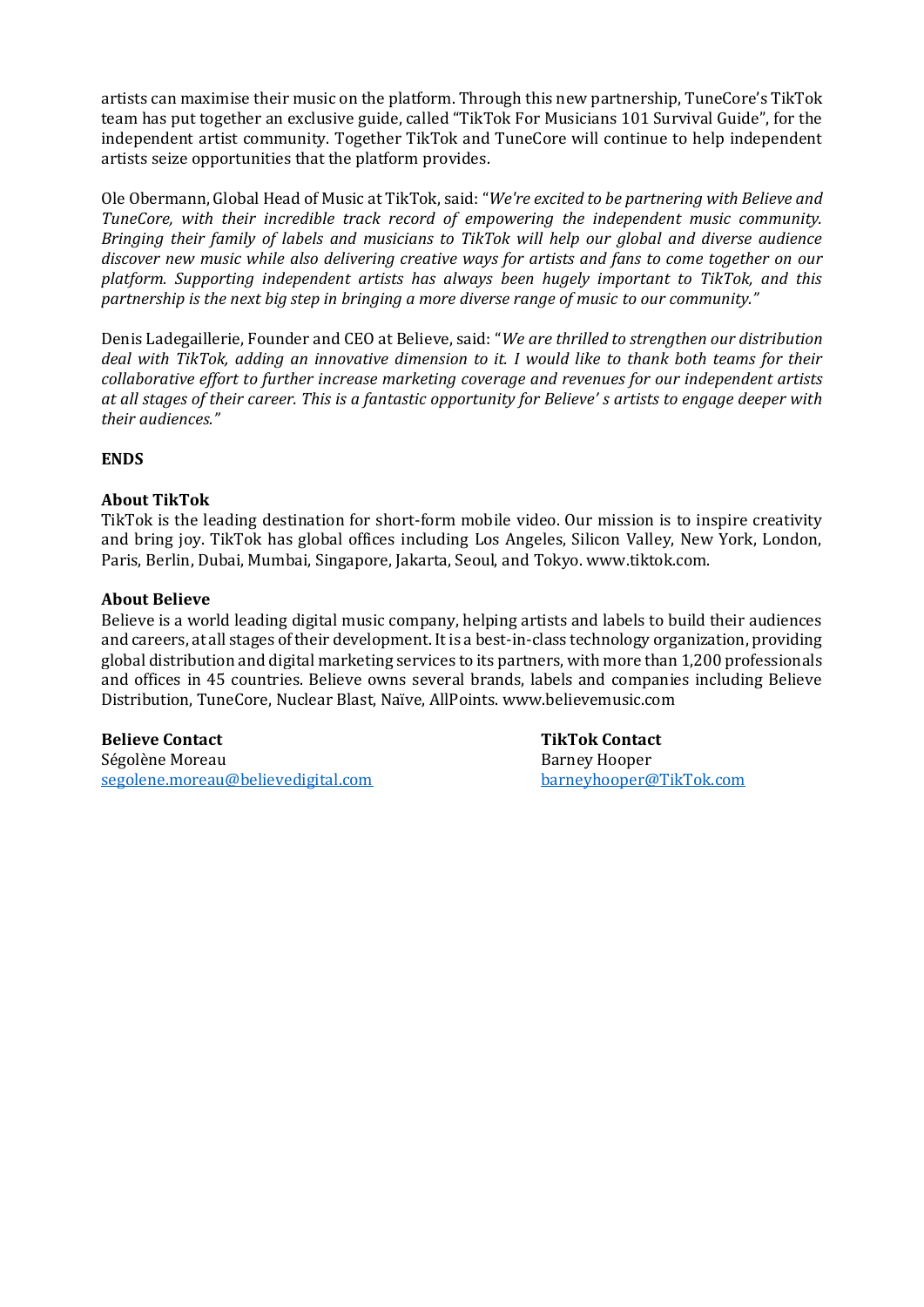artists can maximise their music on the platform. Through this new partnership, TuneCore's TikTok team has put together an exclusive guide, called "TikTok For Musicians 101 Survival Guide", for the independent artist community. Together TikTok and TuneCore will continue to help independent artists seize opportunities that the platform provides.

Ole Obermann, Global Head of Music at TikTok, said: "*We're excited to be partnering with Believe and TuneCore, with their incredible track record of empowering the independent music community. Bringing their family of labels and musicians to TikTok will help our global and diverse audience discover new music while also delivering creative ways for artists and fans to come together on our platform. Supporting independent artists has always been hugely important to TikTok, and this partnership is the next big step in bringing a more diverse range of music to our community."*

Denis Ladegaillerie, Founder and CEO at Believe, said: "*We are thrilled to strengthen our distribution deal with TikTok, adding an innovative dimension to it. I would like to thank both teams for their collaborative effort to further increase marketing coverage and revenues for our independent artists at all stages of their career. This is a fantastic opportunity for Believe' s artists to engage deeper with their audiences."*

**ENDS**

**About TikTok**
TikTok is the leading destination for short-form mobile video. Our mission is to inspire creativity and bring joy. TikTok has global offices including Los Angeles, Silicon Valley, New York, London, Paris, Berlin, Dubai, Mumbai, Singapore, Jakarta, Seoul, and Tokyo. www.tiktok.com.

**About Believe**
Believe is a world leading digital music company, helping artists and labels to build their audiences and careers, at all stages of their development. It is a best-in-class technology organization, providing global distribution and digital marketing services to its partners, with more than 1,200 professionals and offices in 45 countries. Believe owns several brands, labels and companies including Believe Distribution, TuneCore, Nuclear Blast, Naïve, AllPoints. www.believemusic.com

**Believe Contact**
Ségolène Moreau
segolene.moreau@believedigital.com

**TikTok Contact**
Barney Hooper
barneyhooper@TikTok.com